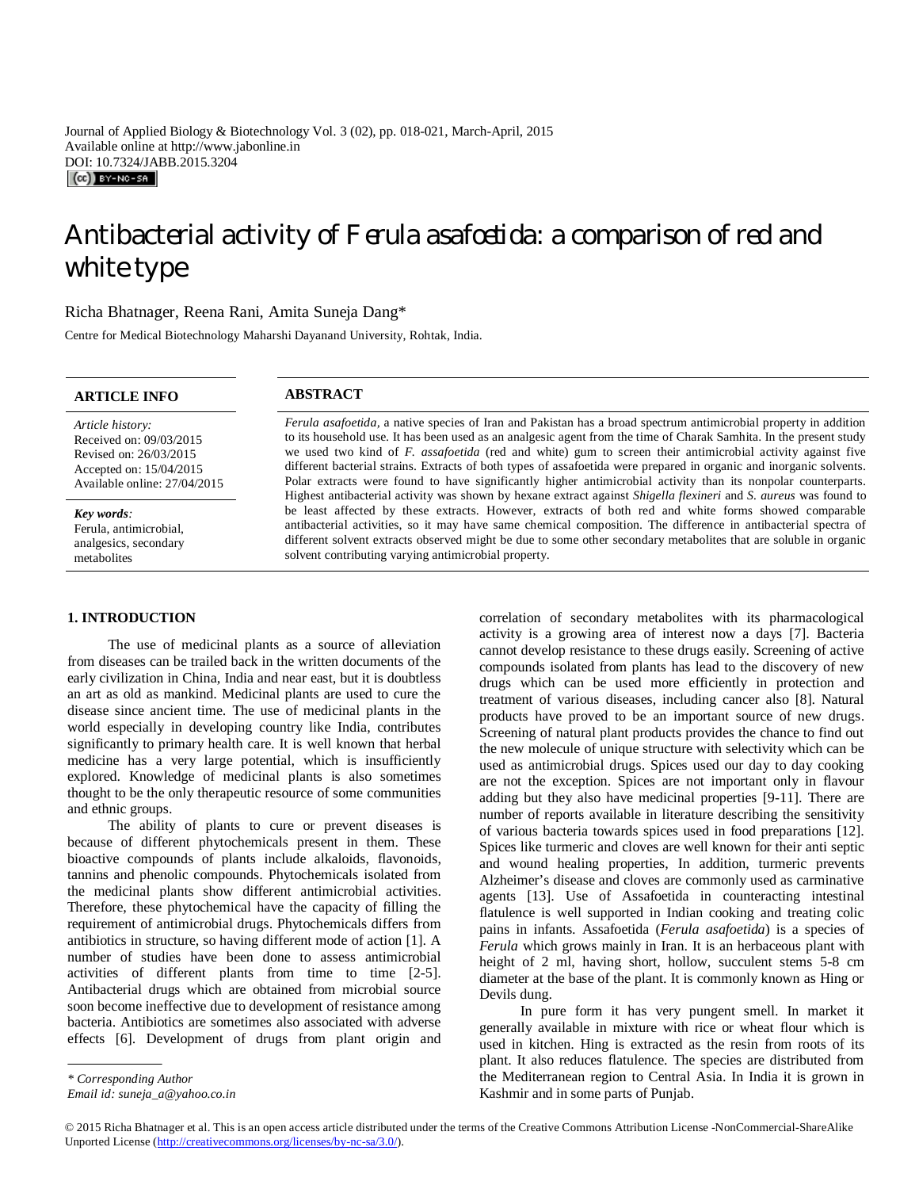Journal of Applied Biology & Biotechnology Vol. 3 (02), pp. 018-021, March-April, 2015
Available online at http://www.jabonline.in
DOI: 10.7324/JABB.2015.3204

# Antibacterial activity of *Ferula asafoetida*: a comparison of red and white type

Richa Bhatnager, Reena Rani, Amita Suneja Dang*

Centre for Medical Biotechnology Maharshi Dayanand University, Rohtak, India.

**ARTICLE INFO**

*Article history:*
Received on: 09/03/2015
Revised on: 26/03/2015
Accepted on: 15/04/2015
Available online: 27/04/2015

***Key words:***
Ferula, antimicrobial, analgesics, secondary metabolites

**ABSTRACT**

*Ferula asafoetida,* a native species of Iran and Pakistan has a broad spectrum antimicrobial property in addition to its household use. It has been used as an analgesic agent from the time of Charak Samhita. In the present study we used two kind of *F. assafoetida* (red and white) gum to screen their antimicrobial activity against five different bacterial strains. Extracts of both types of assafoetida were prepared in organic and inorganic solvents. Polar extracts were found to have significantly higher antimicrobial activity than its nonpolar counterparts. Highest antibacterial activity was shown by hexane extract against *Shigella flexineri* and *S. aureus* was found to be least affected by these extracts. However, extracts of both red and white forms showed comparable antibacterial activities, so it may have same chemical composition. The difference in antibacterial spectra of different solvent extracts observed might be due to some other secondary metabolites that are soluble in organic solvent contributing varying antimicrobial property.

## 1. INTRODUCTION

The use of medicinal plants as a source of alleviation from diseases can be trailed back in the written documents of the early civilization in China, India and near east, but it is doubtless an art as old as mankind. Medicinal plants are used to cure the disease since ancient time. The use of medicinal plants in the world especially in developing country like India, contributes significantly to primary health care. It is well known that herbal medicine has a very large potential, which is insufficiently explored. Knowledge of medicinal plants is also sometimes thought to be the only therapeutic resource of some communities and ethnic groups.

The ability of plants to cure or prevent diseases is because of different phytochemicals present in them. These bioactive compounds of plants include alkaloids, flavonoids, tannins and phenolic compounds. Phytochemicals isolated from the medicinal plants show different antimicrobial activities. Therefore, these phytochemical have the capacity of filling the requirement of antimicrobial drugs. Phytochemicals differs from antibiotics in structure, so having different mode of action [1]. A number of studies have been done to assess antimicrobial activities of different plants from time to time [2-5]. Antibacterial drugs which are obtained from microbial source soon become ineffective due to development of resistance among bacteria. Antibiotics are sometimes also associated with adverse effects [6]. Development of drugs from plant origin and correlation of secondary metabolites with its pharmacological activity is a growing area of interest now a days [7]. Bacteria cannot develop resistance to these drugs easily. Screening of active compounds isolated from plants has lead to the discovery of new drugs which can be used more efficiently in protection and treatment of various diseases, including cancer also [8]. Natural products have proved to be an important source of new drugs. Screening of natural plant products provides the chance to find out the new molecule of unique structure with selectivity which can be used as antimicrobial drugs. Spices used our day to day cooking are not the exception. Spices are not important only in flavour adding but they also have medicinal properties [9-11]. There are number of reports available in literature describing the sensitivity of various bacteria towards spices used in food preparations [12]. Spices like turmeric and cloves are well known for their anti septic and wound healing properties, In addition, turmeric prevents Alzheimer's disease and cloves are commonly used as carminative agents [13]. Use of Assafoetida in counteracting intestinal flatulence is well supported in Indian cooking and treating colic pains in infants. Assafoetida (*Ferula asafoetida*) is a species of *Ferula* which grows mainly in Iran. It is an herbaceous plant with height of 2 ml, having short, hollow, succulent stems 5-8 cm diameter at the base of the plant. It is commonly known as Hing or Devils dung.

In pure form it has very pungent smell. In market it generally available in mixture with rice or wheat flour which is used in kitchen. Hing is extracted as the resin from roots of its plant. It also reduces flatulence. The species are distributed from the Mediterranean region to Central Asia. In India it is grown in Kashmir and in some parts of Punjab.

*\* Corresponding Author*
*Email id: suneja_a@yahoo.co.in*

© 2015 Richa Bhatnager et al. This is an open access article distributed under the terms of the Creative Commons Attribution License -NonCommercial-ShareAlike Unported License (http://creativecommons.org/licenses/by-nc-sa/3.0/).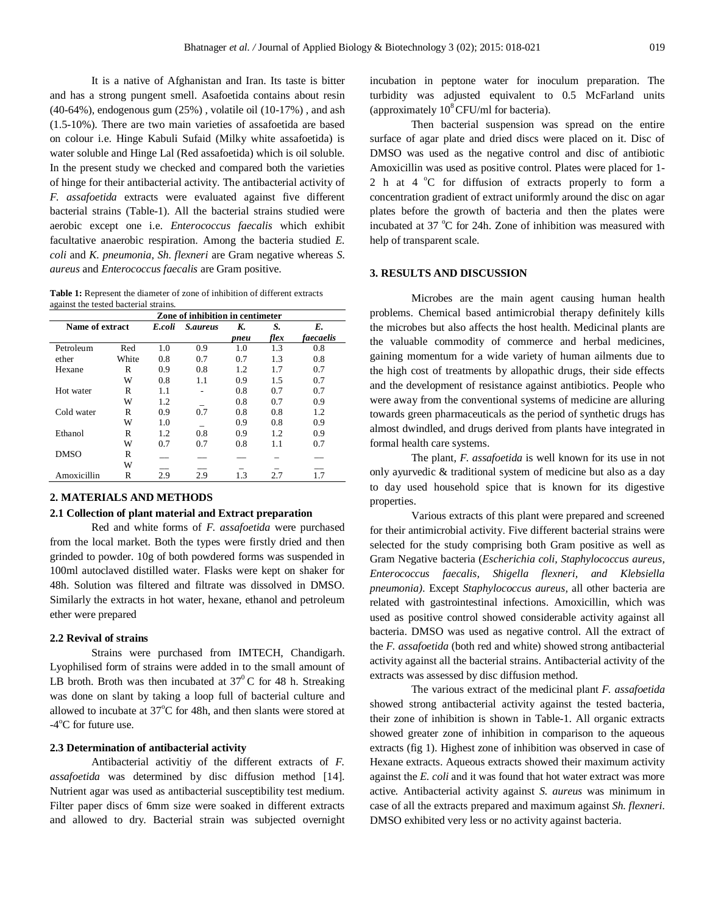It is a native of Afghanistan and Iran. Its taste is bitter and has a strong pungent smell. Asafoetida contains about resin (40-64%), endogenous gum (25%) , volatile oil (10-17%) , and ash (1.5-10%). There are two main varieties of assafoetida are based on colour i.e. Hinge Kabuli Sufaid (Milky white assafoetida) is water soluble and Hinge Lal (Red assafoetida) which is oil soluble. In the present study we checked and compared both the varieties of hinge for their antibacterial activity. The antibacterial activity of *F. assafoetida* extracts were evaluated against five different bacterial strains (Table-1). All the bacterial strains studied were aerobic except one i.e. *Enterococcus faecalis* which exhibit facultative anaerobic respiration. Among the bacteria studied *E. coli* and *K. pneumonia*, *Sh. flexneri* are Gram negative whereas *S. aureus* and *Enterococcus faecalis* are Gram positive.

**Table 1:** Represent the diameter of zone of inhibition of different extracts against the tested bacterial strains.

| Name of extract | | Zone of inhibition in centimeter | | | | |
|---|---|---|---|---|---|---|
| | | *E.coli* | *S.aureus* | *K. pneu* | *S. flex* | *E. faecaelis* |
| Petroleum ether | Red | 1.0 | 0.9 | 1.0 | 1.3 | 0.8 |
| | White | 0.8 | 0.7 | 0.7 | 1.3 | 0.8 |
| Hexane | R | 0.9 | 0.8 | 1.2 | 1.7 | 0.7 |
| | W | 0.8 | 1.1 | 0.9 | 1.5 | 0.7 |
| Hot water | R | 1.1 | - | 0.8 | 0.7 | 0.7 |
| | W | 1.2 | _ | 0.8 | 0.7 | 0.9 |
| Cold water | R | 0.9 | 0.7 | 0.8 | 0.8 | 1.2 |
| | W | 1.0 | _ | 0.9 | 0.8 | 0.9 |
| Ethanol | R | 1.2 | 0.8 | 0.9 | 1.2 | 0.9 |
| | W | 0.7 | 0.7 | 0.8 | 1.1 | 0.7 |
| DMSO | R | — | — | — | – | — |
| | W | — | — | – | – | — |
| Amoxicillin | R | 2.9 | 2.9 | 1.3 | 2.7 | 1.7 |

## 2. MATERIALS AND METHODS

### 2.1 Collection of plant material and Extract preparation

Red and white forms of *F. assafoetida* were purchased from the local market. Both the types were firstly dried and then grinded to powder. 10g of both powdered forms was suspended in 100ml autoclaved distilled water. Flasks were kept on shaker for 48h. Solution was filtered and filtrate was dissolved in DMSO. Similarly the extracts in hot water, hexane, ethanol and petroleum ether were prepared

### 2.2 Revival of strains

Strains were purchased from IMTECH, Chandigarh. Lyophilised form of strains were added in to the small amount of LB broth. Broth was then incubated at $37^0$ C for 48 h. Streaking was done on slant by taking a loop full of bacterial culture and allowed to incubate at 37°C for 48h, and then slants were stored at -4°C for future use.

### 2.3 Determination of antibacterial activity

Antibacterial activitiy of the different extracts of *F. assafoetida* was determined by disc diffusion method [14]. Nutrient agar was used as antibacterial susceptibility test medium. Filter paper discs of 6mm size were soaked in different extracts and allowed to dry. Bacterial strain was subjected overnight incubation in peptone water for inoculum preparation. The turbidity was adjusted equivalent to 0.5 McFarland units (approximately $10^8$ CFU/ml for bacteria).

Then bacterial suspension was spread on the entire surface of agar plate and dried discs were placed on it. Disc of DMSO was used as the negative control and disc of antibiotic Amoxicillin was used as positive control. Plates were placed for 1-2 h at 4 °C for diffusion of extracts properly to form a concentration gradient of extract uniformly around the disc on agar plates before the growth of bacteria and then the plates were incubated at 37 °C for 24h. Zone of inhibition was measured with help of transparent scale.

## 3. RESULTS AND DISCUSSION

Microbes are the main agent causing human health problems. Chemical based antimicrobial therapy definitely kills the microbes but also affects the host health. Medicinal plants are the valuable commodity of commerce and herbal medicines, gaining momentum for a wide variety of human ailments due to the high cost of treatments by allopathic drugs, their side effects and the development of resistance against antibiotics. People who were away from the conventional systems of medicine are alluring towards green pharmaceuticals as the period of synthetic drugs has almost dwindled, and drugs derived from plants have integrated in formal health care systems.

The plant, *F. assafoetida* is well known for its use in not only ayurvedic & traditional system of medicine but also as a day to day used household spice that is known for its digestive properties.

Various extracts of this plant were prepared and screened for their antimicrobial activity. Five different bacterial strains were selected for the study comprising both Gram positive as well as Gram Negative bacteria (*Escherichia coli, Staphylococcus aureus, Enterococcus faecalis, Shigella flexneri, and Klebsiella pneumonia)*. Except *Staphylococcus aureus,* all other bacteria are related with gastrointestinal infections. Amoxicillin, which was used as positive control showed considerable activity against all bacteria. DMSO was used as negative control. All the extract of the *F. assafoetida* (both red and white) showed strong antibacterial activity against all the bacterial strains. Antibacterial activity of the extracts was assessed by disc diffusion method.

The various extract of the medicinal plant *F. assafoetida* showed strong antibacterial activity against the tested bacteria, their zone of inhibition is shown in Table-1. All organic extracts showed greater zone of inhibition in comparison to the aqueous extracts (fig 1). Highest zone of inhibition was observed in case of Hexane extracts. Aqueous extracts showed their maximum activity against the *E. coli* and it was found that hot water extract was more active. Antibacterial activity against *S. aureus* was minimum in case of all the extracts prepared and maximum against *Sh. flexneri*. DMSO exhibited very less or no activity against bacteria.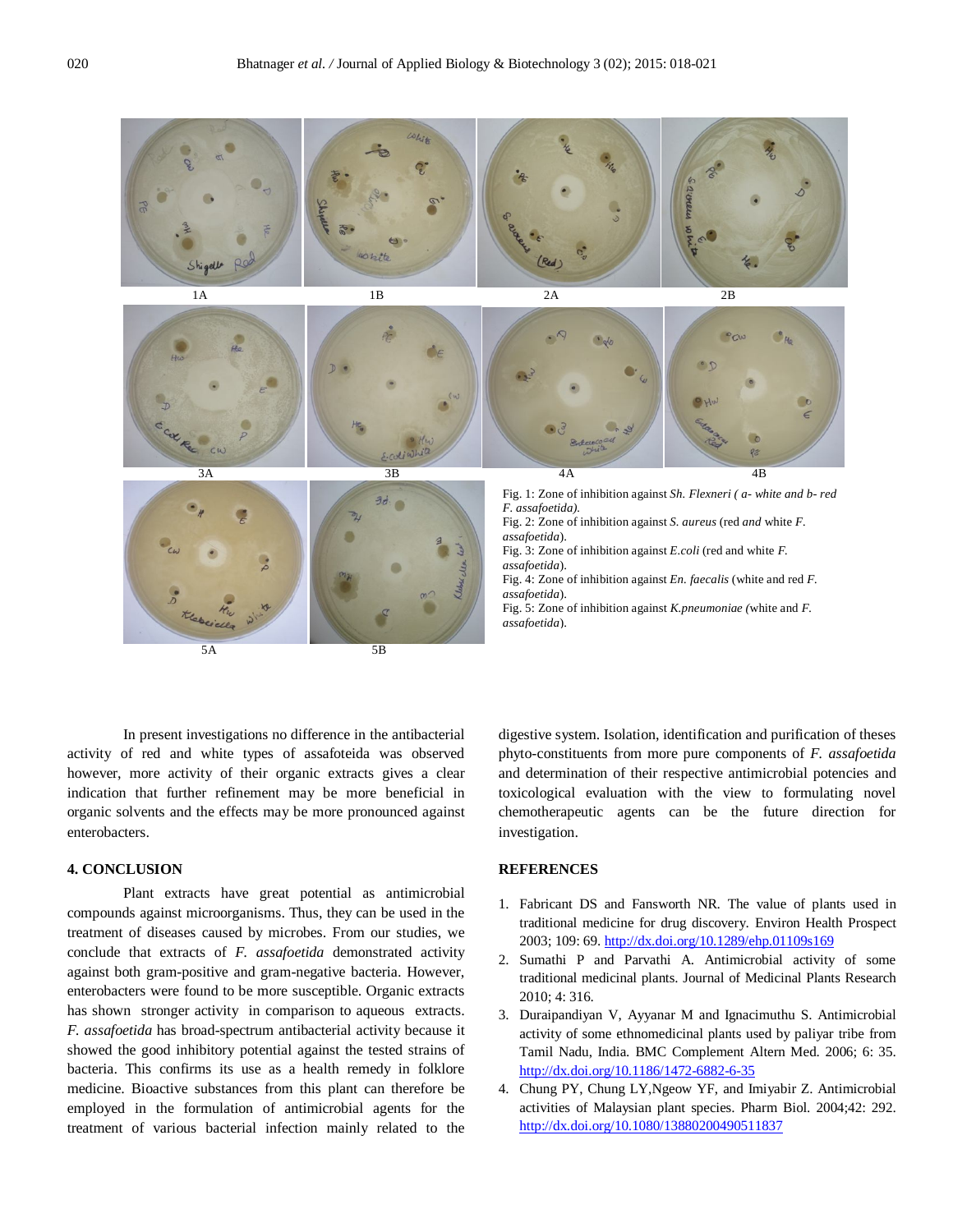1A 1B 2A 2B

3A 3B 4A 4B

5A 5B

Fig. 1: Zone of inhibition against *Sh. Flexneri ( a- white and b- red F. assafoetida).*
Fig. 2: Zone of inhibition against *S. aureus* (red *and* white *F. assafoetida*).
Fig. 3: Zone of inhibition against *E.coli* (red and white *F. assafoetida*).
Fig. 4: Zone of inhibition against *En. faecalis* (white and red *F. assafoetida*).
Fig. 5: Zone of inhibition against *K.pneumoniae (*white and *F. assafoetida*).

In present investigations no difference in the antibacterial activity of red and white types of assafoteida was observed however, more activity of their organic extracts gives a clear indication that further refinement may be more beneficial in organic solvents and the effects may be more pronounced against enterobacters.

## 4. CONCLUSION

Plant extracts have great potential as antimicrobial compounds against microorganisms. Thus, they can be used in the treatment of diseases caused by microbes. From our studies, we conclude that extracts of *F. assafoetida* demonstrated activity against both gram-positive and gram-negative bacteria. However, enterobacters were found to be more susceptible. Organic extracts has shown stronger activity in comparison to aqueous extracts. *F. assafoetida* has broad-spectrum antibacterial activity because it showed the good inhibitory potential against the tested strains of bacteria. This confirms its use as a health remedy in folklore medicine. Bioactive substances from this plant can therefore be employed in the formulation of antimicrobial agents for the treatment of various bacterial infection mainly related to the digestive system. Isolation, identification and purification of theses phyto-constituents from more pure components of *F. assafoetida* and determination of their respective antimicrobial potencies and toxicological evaluation with the view to formulating novel chemotherapeutic agents can be the future direction for investigation.

## REFERENCES

1. Fabricant DS and Fansworth NR. The value of plants used in traditional medicine for drug discovery. Environ Health Prospect 2003; 109: 69. http://dx.doi.org/10.1289/ehp.01109s169
2. Sumathi P and Parvathi A. Antimicrobial activity of some traditional medicinal plants. Journal of Medicinal Plants Research 2010; 4: 316.
3. Duraipandiyan V, Ayyanar M and Ignacimuthu S. Antimicrobial activity of some ethnomedicinal plants used by paliyar tribe from Tamil Nadu, India. BMC Complement Altern Med. 2006; 6: 35. http://dx.doi.org/10.1186/1472-6882-6-35
4. Chung PY, Chung LY,Ngeow YF, and Imiyabir Z. Antimicrobial activities of Malaysian plant species. Pharm Biol. 2004;42: 292. http://dx.doi.org/10.1080/13880200490511837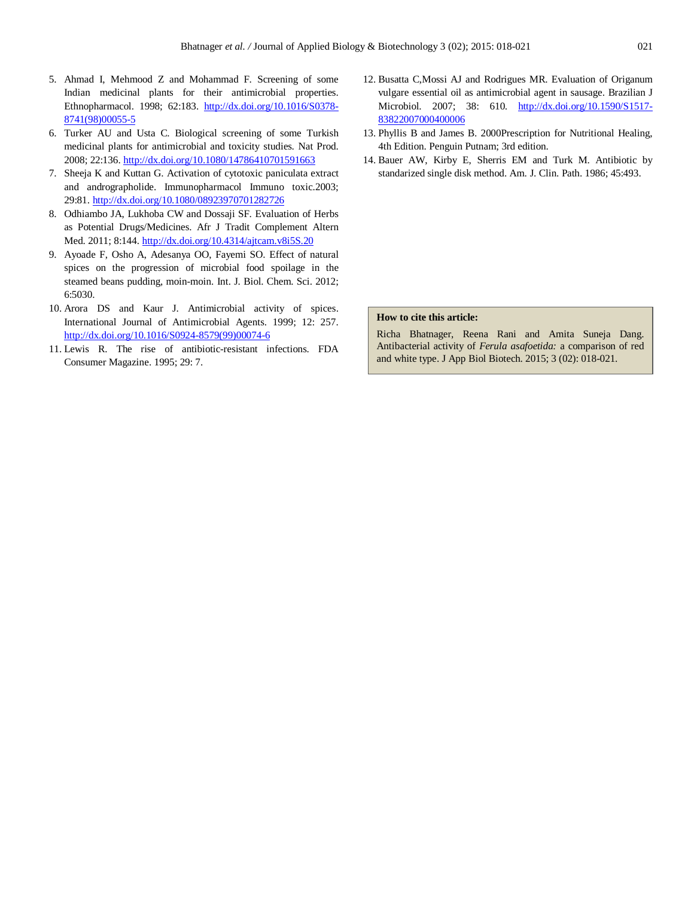5. Ahmad I, Mehmood Z and Mohammad F. Screening of some Indian medicinal plants for their antimicrobial properties. Ethnopharmacol. 1998; 62:183. http://dx.doi.org/10.1016/S0378-8741(98)00055-5
6. Turker AU and Usta C. Biological screening of some Turkish medicinal plants for antimicrobial and toxicity studies. Nat Prod. 2008; 22:136. http://dx.doi.org/10.1080/14786410701591663
7. Sheeja K and Kuttan G. Activation of cytotoxic paniculata extract and andrographolide. Immunopharmacol Immuno toxic.2003; 29:81. http://dx.doi.org/10.1080/08923970701282726
8. Odhiambo JA, Lukhoba CW and Dossaji SF. Evaluation of Herbs as Potential Drugs/Medicines. Afr J Tradit Complement Altern Med. 2011; 8:144. http://dx.doi.org/10.4314/ajtcam.v8i5S.20
9. Ayoade F, Osho A, Adesanya OO, Fayemi SO. Effect of natural spices on the progression of microbial food spoilage in the steamed beans pudding, moin-moin. Int. J. Biol. Chem. Sci. 2012; 6:5030.
10. Arora DS and Kaur J. Antimicrobial activity of spices. International Journal of Antimicrobial Agents. 1999; 12: 257. http://dx.doi.org/10.1016/S0924-8579(99)00074-6
11. Lewis R. The rise of antibiotic-resistant infections. FDA Consumer Magazine. 1995; 29: 7.
12. Busatta C,Mossi AJ and Rodrigues MR. Evaluation of Origanum vulgare essential oil as antimicrobial agent in sausage. Brazilian J Microbiol. 2007; 38: 610. http://dx.doi.org/10.1590/S1517-83822007000400006
13. Phyllis B and James B. 2000Prescription for Nutritional Healing, 4th Edition. Penguin Putnam; 3rd edition.
14. Bauer AW, Kirby E, Sherris EM and Turk M. Antibiotic by standarized single disk method. Am. J. Clin. Path. 1986; 45:493.

**How to cite this article:**

Richa Bhatnager, Reena Rani and Amita Suneja Dang. Antibacterial activity of *Ferula asafoetida:* a comparison of red and white type. J App Biol Biotech. 2015; 3 (02): 018-021.